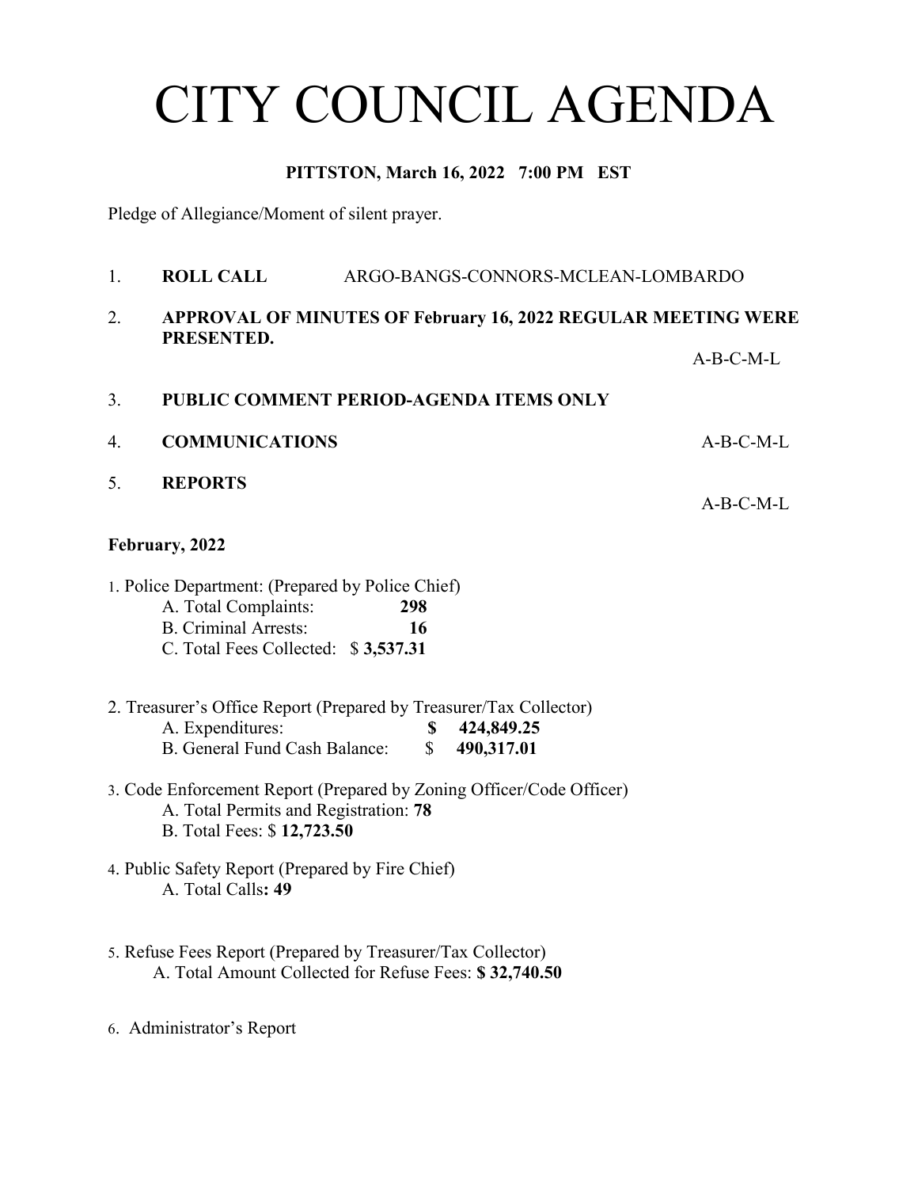# CITY COUNCIL AGENDA

**PITTSTON, March 16, 2022 7:00 PM EST**

Pledge of Allegiance/Moment of silent prayer.

1. **ROLL CALL** ARGO-BANGS-CONNORS-MCLEAN-LOMBARDO

2. **APPROVAL OF MINUTES OF February 16, 2022 REGULAR MEETING WERE PRESENTED.**

   A-B-C-M-L

3. **PUBLIC COMMENT PERIOD-AGENDA ITEMS ONLY**

4. **COMMUNICATIONS** A-B-C-M-L

5. **REPORTS**

   A-B-C-M-L

**February, 2022**

1. Police Department: (Prepared by Police Chief)
   - A. Total Complaints: **298**
   - B. Criminal Arrests: **16**
   - C. Total Fees Collected: $ **3,537.31**

2. Treasurer's Office Report (Prepared by Treasurer/Tax Collector)
   - A. Expenditures: **$ 424,849.25**
   - B. General Fund Cash Balance: $ **490,317.01**

3. Code Enforcement Report (Prepared by Zoning Officer/Code Officer)
   - A. Total Permits and Registration: **78**
   - B. Total Fees: $ **12,723.50**

4. Public Safety Report (Prepared by Fire Chief)
   - A. Total Calls**: 49**

5. Refuse Fees Report (Prepared by Treasurer/Tax Collector)
   - A. Total Amount Collected for Refuse Fees: **$ 32,740.50**

6. Administrator's Report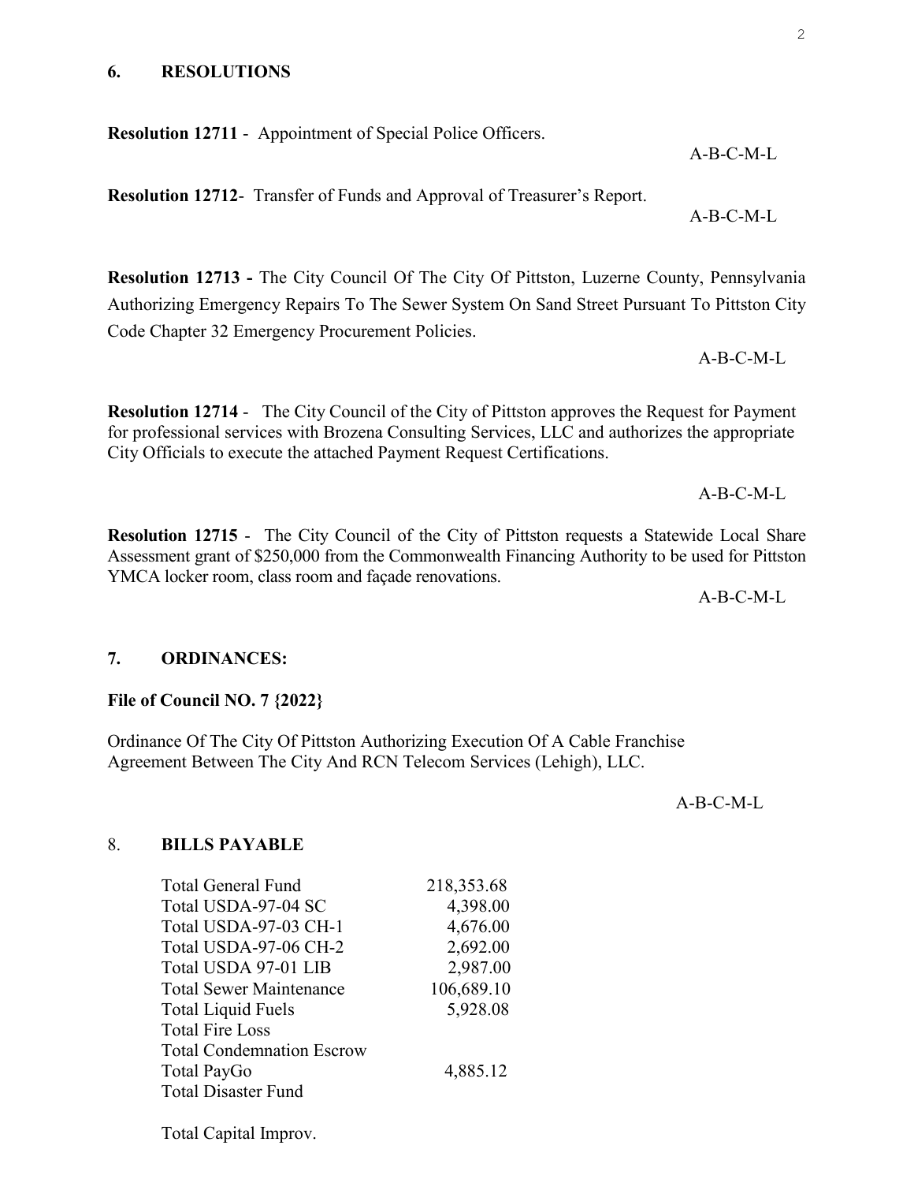## 6. RESOLUTIONS

**Resolution 12711** - Appointment of Special Police Officers.

A-B-C-M-L

**Resolution 12712**- Transfer of Funds and Approval of Treasurer's Report.

A-B-C-M-L

**Resolution 12713 -** The City Council Of The City Of Pittston, Luzerne County, Pennsylvania Authorizing Emergency Repairs To The Sewer System On Sand Street Pursuant To Pittston City Code Chapter 32 Emergency Procurement Policies.

A-B-C-M-L

**Resolution 12714** - The City Council of the City of Pittston approves the Request for Payment for professional services with Brozena Consulting Services, LLC and authorizes the appropriate City Officials to execute the attached Payment Request Certifications.

A-B-C-M-L

**Resolution 12715** - The City Council of the City of Pittston requests a Statewide Local Share Assessment grant of $250,000 from the Commonwealth Financing Authority to be used for Pittston YMCA locker room, class room and façade renovations.

A-B-C-M-L

## 7. ORDINANCES:

**File of Council NO. 7 {2022}**

Ordinance Of The City Of Pittston Authorizing Execution Of A Cable Franchise Agreement Between The City And RCN Telecom Services (Lehigh), LLC.

A-B-C-M-L

## 8. BILLS PAYABLE

| | |
|---|---|
| Total General Fund | 218,353.68 |
| Total USDA-97-04 SC | 4,398.00 |
| Total USDA-97-03 CH-1 | 4,676.00 |
| Total USDA-97-06 CH-2 | 2,692.00 |
| Total USDA 97-01 LIB | 2,987.00 |
| Total Sewer Maintenance | 106,689.10 |
| Total Liquid Fuels | 5,928.08 |
| Total Fire Loss | |
| Total Condemnation Escrow | |
| Total PayGo | 4,885.12 |
| Total Disaster Fund | |
| Total Capital Improv. | |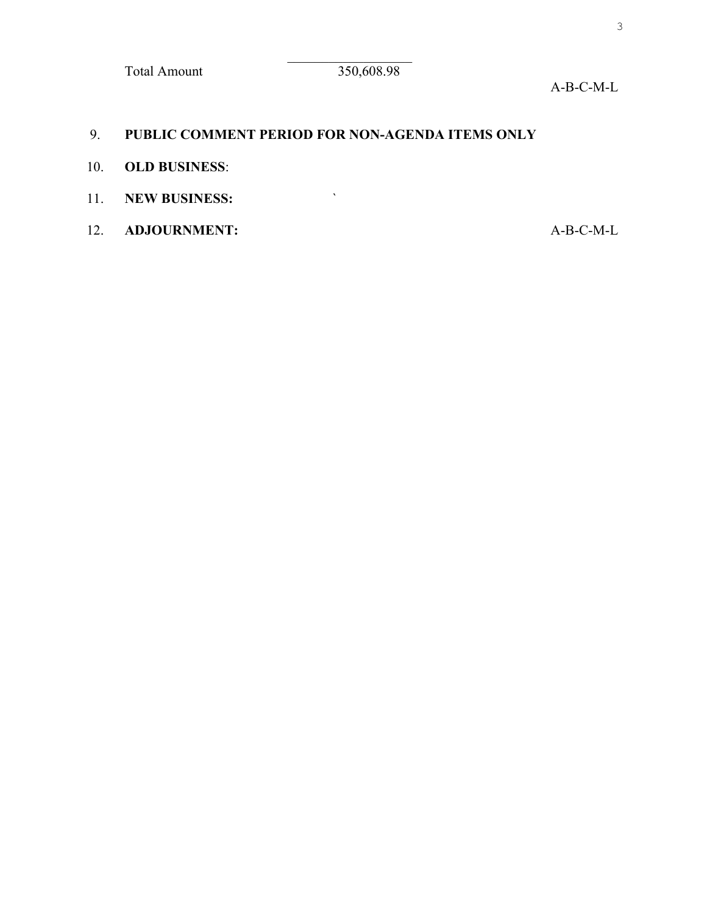| | | |
|---|---|---|
| Total Amount | 350,608.98 | |
| | | A-B-C-M-L |

9. **PUBLIC COMMENT PERIOD FOR NON-AGENDA ITEMS ONLY**

10. **OLD BUSINESS**:

11. **NEW BUSINESS:** `

12. **ADJOURNMENT:** A-B-C-M-L